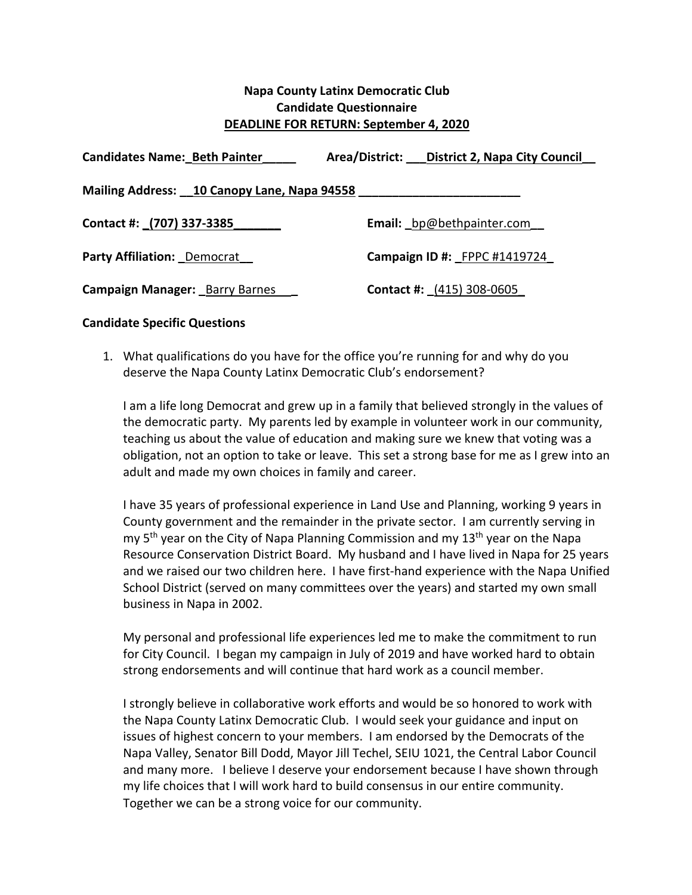**Napa County Latinx Democratic Club**
**Candidate Questionnaire**
**DEADLINE FOR RETURN: September 4, 2020**

**Candidates Name:** Beth Painter **Area/District:** District 2, Napa City Council

**Mailing Address:** 10 Canopy Lane, Napa 94558

**Contact #:** (707) 337-3385 **Email:** bp@bethpainter.com

**Party Affiliation:** Democrat **Campaign ID #:** FPPC #1419724

**Campaign Manager:** Barry Barnes **Contact #:** (415) 308-0605

**Candidate Specific Questions**

1. What qualifications do you have for the office you're running for and why do you deserve the Napa County Latinx Democratic Club's endorsement?

   I am a life long Democrat and grew up in a family that believed strongly in the values of the democratic party. My parents led by example in volunteer work in our community, teaching us about the value of education and making sure we knew that voting was a obligation, not an option to take or leave. This set a strong base for me as I grew into an adult and made my own choices in family and career.

   I have 35 years of professional experience in Land Use and Planning, working 9 years in County government and the remainder in the private sector. I am currently serving in my 5th year on the City of Napa Planning Commission and my 13th year on the Napa Resource Conservation District Board. My husband and I have lived in Napa for 25 years and we raised our two children here. I have first-hand experience with the Napa Unified School District (served on many committees over the years) and started my own small business in Napa in 2002.

   My personal and professional life experiences led me to make the commitment to run for City Council. I began my campaign in July of 2019 and have worked hard to obtain strong endorsements and will continue that hard work as a council member.

   I strongly believe in collaborative work efforts and would be so honored to work with the Napa County Latinx Democratic Club. I would seek your guidance and input on issues of highest concern to your members. I am endorsed by the Democrats of the Napa Valley, Senator Bill Dodd, Mayor Jill Techel, SEIU 1021, the Central Labor Council and many more. I believe I deserve your endorsement because I have shown through my life choices that I will work hard to build consensus in our entire community. Together we can be a strong voice for our community.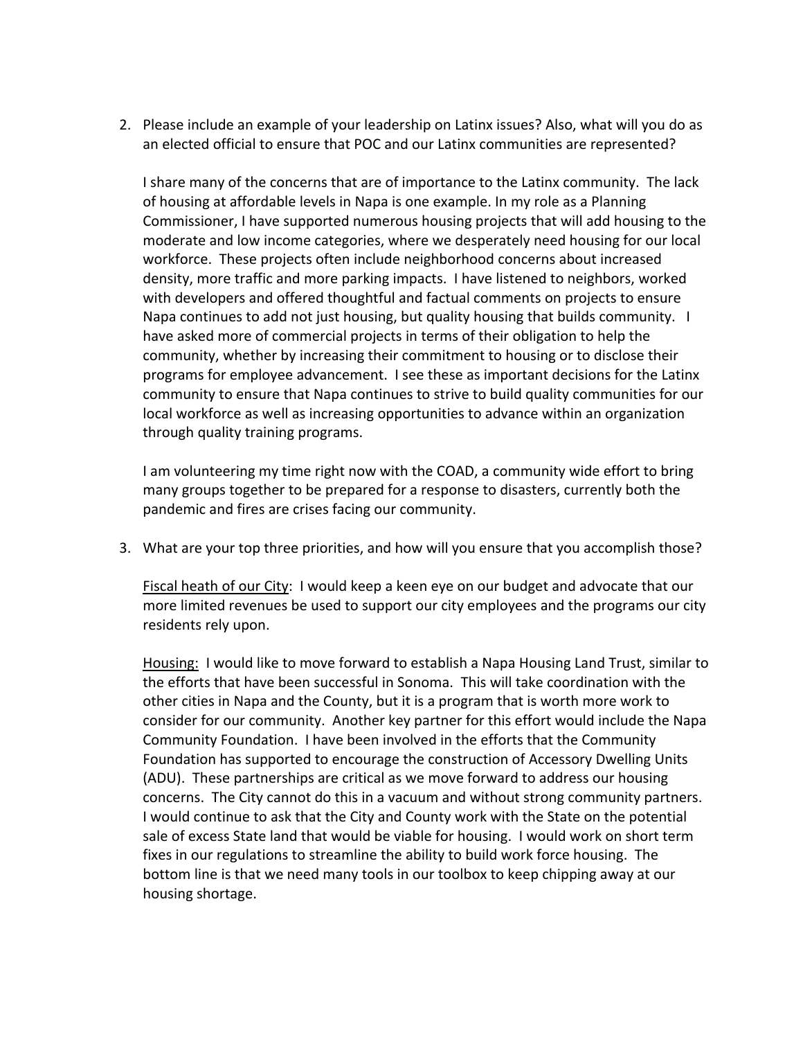2. Please include an example of your leadership on Latinx issues? Also, what will you do as an elected official to ensure that POC and our Latinx communities are represented?

   I share many of the concerns that are of importance to the Latinx community. The lack of housing at affordable levels in Napa is one example. In my role as a Planning Commissioner, I have supported numerous housing projects that will add housing to the moderate and low income categories, where we desperately need housing for our local workforce. These projects often include neighborhood concerns about increased density, more traffic and more parking impacts. I have listened to neighbors, worked with developers and offered thoughtful and factual comments on projects to ensure Napa continues to add not just housing, but quality housing that builds community. I have asked more of commercial projects in terms of their obligation to help the community, whether by increasing their commitment to housing or to disclose their programs for employee advancement. I see these as important decisions for the Latinx community to ensure that Napa continues to strive to build quality communities for our local workforce as well as increasing opportunities to advance within an organization through quality training programs.

   I am volunteering my time right now with the COAD, a community wide effort to bring many groups together to be prepared for a response to disasters, currently both the pandemic and fires are crises facing our community.

3. What are your top three priorities, and how will you ensure that you accomplish those?

   <u>Fiscal heath of our City</u>: I would keep a keen eye on our budget and advocate that our more limited revenues be used to support our city employees and the programs our city residents rely upon.

   <u>Housing:</u> I would like to move forward to establish a Napa Housing Land Trust, similar to the efforts that have been successful in Sonoma. This will take coordination with the other cities in Napa and the County, but it is a program that is worth more work to consider for our community. Another key partner for this effort would include the Napa Community Foundation. I have been involved in the efforts that the Community Foundation has supported to encourage the construction of Accessory Dwelling Units (ADU). These partnerships are critical as we move forward to address our housing concerns. The City cannot do this in a vacuum and without strong community partners. I would continue to ask that the City and County work with the State on the potential sale of excess State land that would be viable for housing. I would work on short term fixes in our regulations to streamline the ability to build work force housing. The bottom line is that we need many tools in our toolbox to keep chipping away at our housing shortage.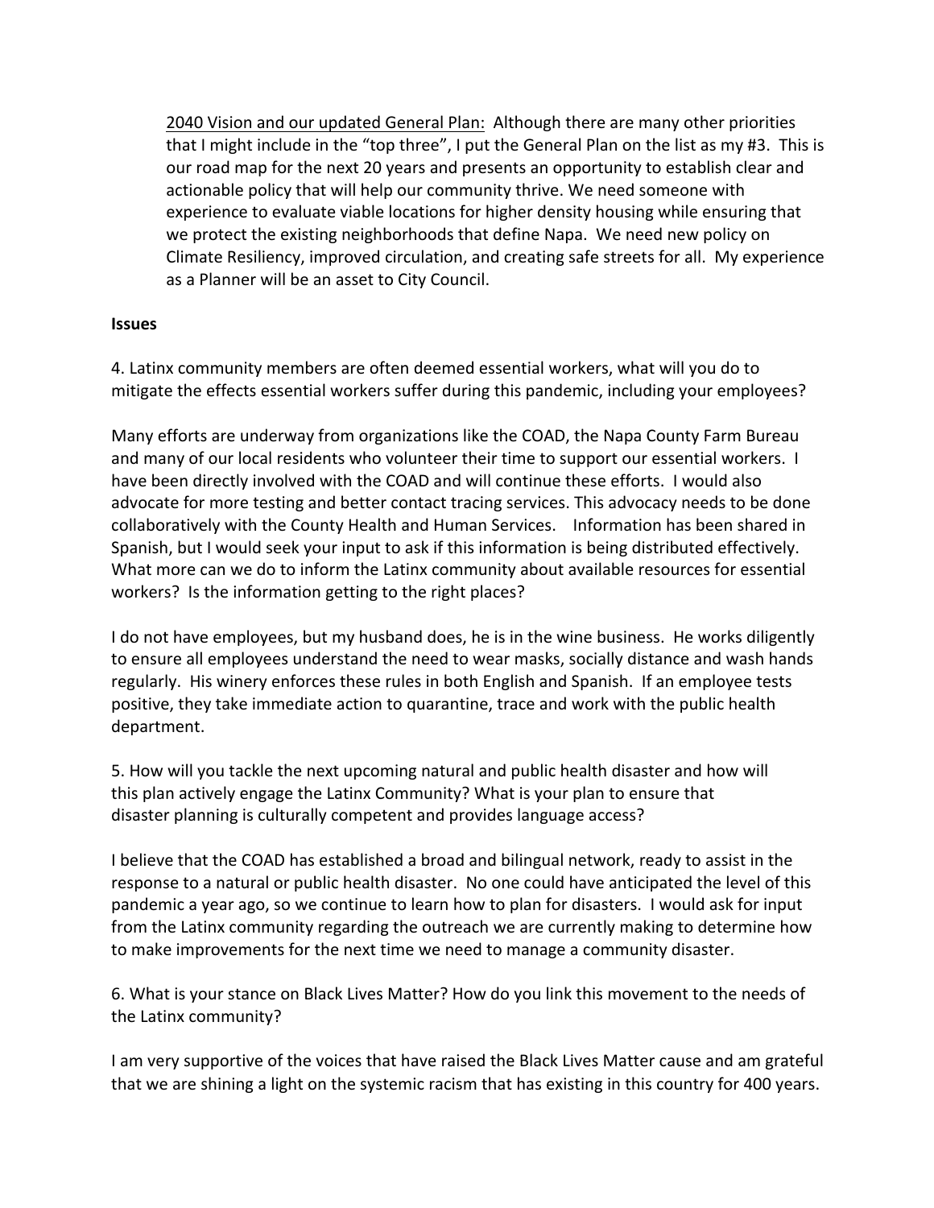2040 Vision and our updated General Plan: Although there are many other priorities that I might include in the "top three", I put the General Plan on the list as my #3. This is our road map for the next 20 years and presents an opportunity to establish clear and actionable policy that will help our community thrive. We need someone with experience to evaluate viable locations for higher density housing while ensuring that we protect the existing neighborhoods that define Napa. We need new policy on Climate Resiliency, improved circulation, and creating safe streets for all. My experience as a Planner will be an asset to City Council.

**Issues**

4. Latinx community members are often deemed essential workers, what will you do to mitigate the effects essential workers suffer during this pandemic, including your employees?

Many efforts are underway from organizations like the COAD, the Napa County Farm Bureau and many of our local residents who volunteer their time to support our essential workers. I have been directly involved with the COAD and will continue these efforts. I would also advocate for more testing and better contact tracing services. This advocacy needs to be done collaboratively with the County Health and Human Services. Information has been shared in Spanish, but I would seek your input to ask if this information is being distributed effectively. What more can we do to inform the Latinx community about available resources for essential workers? Is the information getting to the right places?

I do not have employees, but my husband does, he is in the wine business. He works diligently to ensure all employees understand the need to wear masks, socially distance and wash hands regularly. His winery enforces these rules in both English and Spanish. If an employee tests positive, they take immediate action to quarantine, trace and work with the public health department.

5. How will you tackle the next upcoming natural and public health disaster and how will this plan actively engage the Latinx Community? What is your plan to ensure that disaster planning is culturally competent and provides language access?

I believe that the COAD has established a broad and bilingual network, ready to assist in the response to a natural or public health disaster. No one could have anticipated the level of this pandemic a year ago, so we continue to learn how to plan for disasters. I would ask for input from the Latinx community regarding the outreach we are currently making to determine how to make improvements for the next time we need to manage a community disaster.

6. What is your stance on Black Lives Matter? How do you link this movement to the needs of the Latinx community?

I am very supportive of the voices that have raised the Black Lives Matter cause and am grateful that we are shining a light on the systemic racism that has existing in this country for 400 years.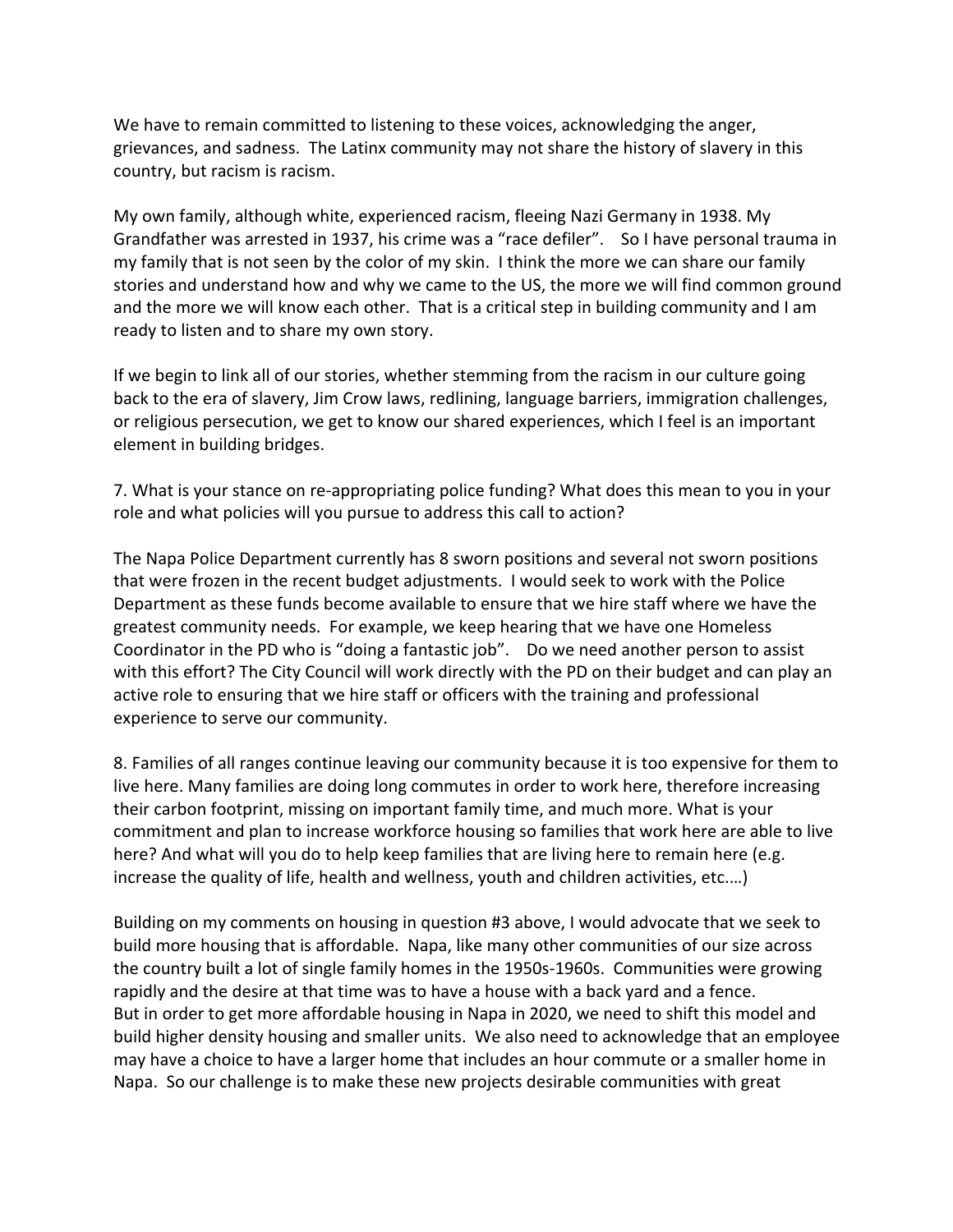We have to remain committed to listening to these voices, acknowledging the anger, grievances, and sadness. The Latinx community may not share the history of slavery in this country, but racism is racism.

My own family, although white, experienced racism, fleeing Nazi Germany in 1938. My Grandfather was arrested in 1937, his crime was a "race defiler". So I have personal trauma in my family that is not seen by the color of my skin. I think the more we can share our family stories and understand how and why we came to the US, the more we will find common ground and the more we will know each other. That is a critical step in building community and I am ready to listen and to share my own story.

If we begin to link all of our stories, whether stemming from the racism in our culture going back to the era of slavery, Jim Crow laws, redlining, language barriers, immigration challenges, or religious persecution, we get to know our shared experiences, which I feel is an important element in building bridges.

7. What is your stance on re-appropriating police funding? What does this mean to you in your role and what policies will you pursue to address this call to action?

The Napa Police Department currently has 8 sworn positions and several not sworn positions that were frozen in the recent budget adjustments. I would seek to work with the Police Department as these funds become available to ensure that we hire staff where we have the greatest community needs. For example, we keep hearing that we have one Homeless Coordinator in the PD who is "doing a fantastic job". Do we need another person to assist with this effort? The City Council will work directly with the PD on their budget and can play an active role to ensuring that we hire staff or officers with the training and professional experience to serve our community.

8. Families of all ranges continue leaving our community because it is too expensive for them to live here. Many families are doing long commutes in order to work here, therefore increasing their carbon footprint, missing on important family time, and much more. What is your commitment and plan to increase workforce housing so families that work here are able to live here? And what will you do to help keep families that are living here to remain here (e.g. increase the quality of life, health and wellness, youth and children activities, etc.…)

Building on my comments on housing in question #3 above, I would advocate that we seek to build more housing that is affordable. Napa, like many other communities of our size across the country built a lot of single family homes in the 1950s-1960s. Communities were growing rapidly and the desire at that time was to have a house with a back yard and a fence.
But in order to get more affordable housing in Napa in 2020, we need to shift this model and build higher density housing and smaller units. We also need to acknowledge that an employee may have a choice to have a larger home that includes an hour commute or a smaller home in Napa. So our challenge is to make these new projects desirable communities with great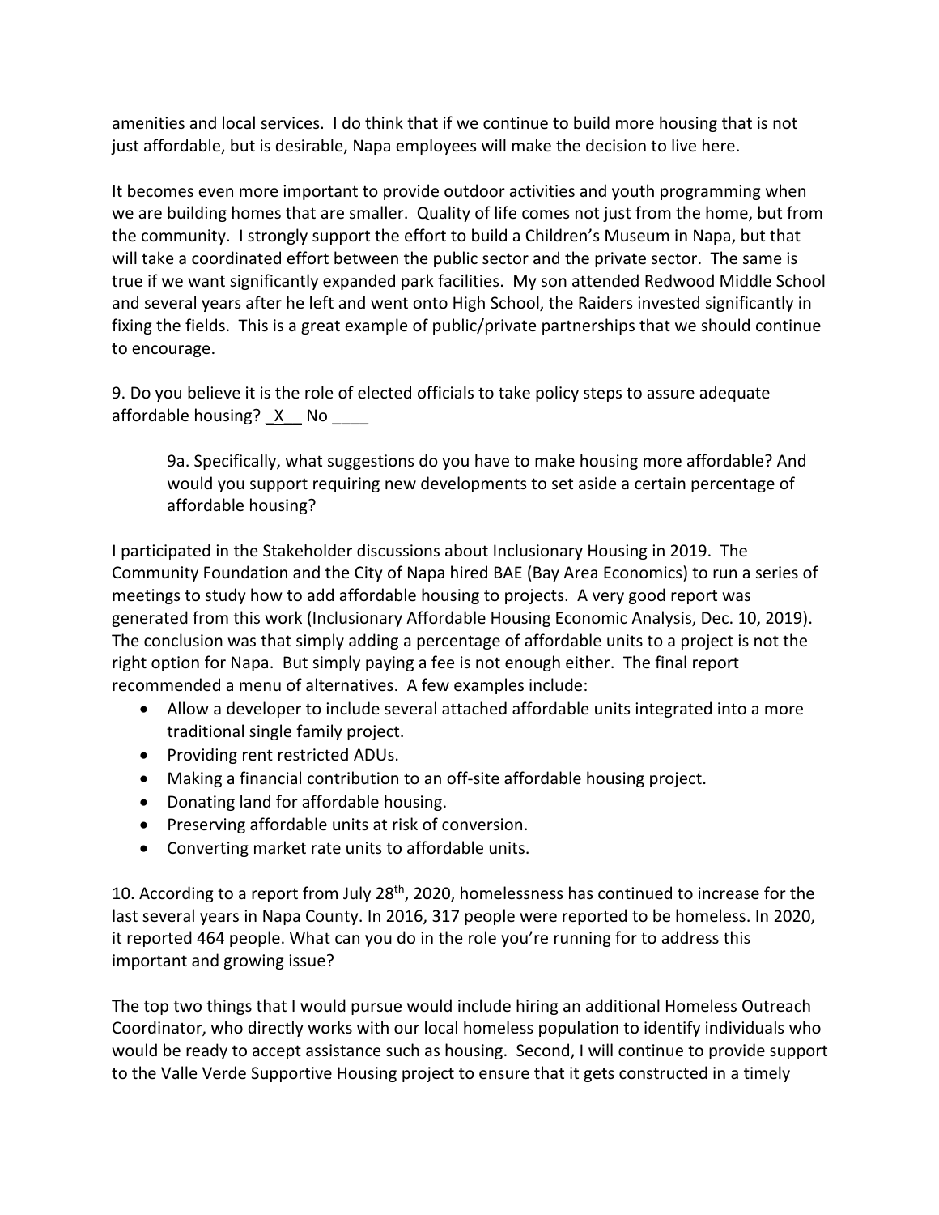amenities and local services. I do think that if we continue to build more housing that is not just affordable, but is desirable, Napa employees will make the decision to live here.

It becomes even more important to provide outdoor activities and youth programming when we are building homes that are smaller. Quality of life comes not just from the home, but from the community. I strongly support the effort to build a Children's Museum in Napa, but that will take a coordinated effort between the public sector and the private sector. The same is true if we want significantly expanded park facilities. My son attended Redwood Middle School and several years after he left and went onto High School, the Raiders invested significantly in fixing the fields. This is a great example of public/private partnerships that we should continue to encourage.

9. Do you believe it is the role of elected officials to take policy steps to assure adequate affordable housing? X No ____

> 9a. Specifically, what suggestions do you have to make housing more affordable? And would you support requiring new developments to set aside a certain percentage of affordable housing?

I participated in the Stakeholder discussions about Inclusionary Housing in 2019. The Community Foundation and the City of Napa hired BAE (Bay Area Economics) to run a series of meetings to study how to add affordable housing to projects. A very good report was generated from this work (Inclusionary Affordable Housing Economic Analysis, Dec. 10, 2019). The conclusion was that simply adding a percentage of affordable units to a project is not the right option for Napa. But simply paying a fee is not enough either. The final report recommended a menu of alternatives. A few examples include:

- Allow a developer to include several attached affordable units integrated into a more traditional single family project.
- Providing rent restricted ADUs.
- Making a financial contribution to an off-site affordable housing project.
- Donating land for affordable housing.
- Preserving affordable units at risk of conversion.
- Converting market rate units to affordable units.

10. According to a report from July 28th, 2020, homelessness has continued to increase for the last several years in Napa County. In 2016, 317 people were reported to be homeless. In 2020, it reported 464 people. What can you do in the role you're running for to address this important and growing issue?

The top two things that I would pursue would include hiring an additional Homeless Outreach Coordinator, who directly works with our local homeless population to identify individuals who would be ready to accept assistance such as housing. Second, I will continue to provide support to the Valle Verde Supportive Housing project to ensure that it gets constructed in a timely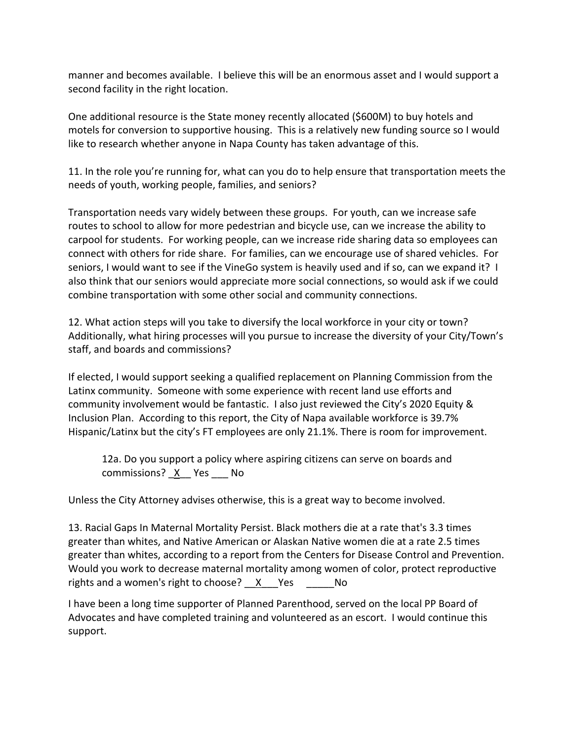manner and becomes available. I believe this will be an enormous asset and I would support a second facility in the right location.

One additional resource is the State money recently allocated ($600M) to buy hotels and motels for conversion to supportive housing. This is a relatively new funding source so I would like to research whether anyone in Napa County has taken advantage of this.

11. In the role you're running for, what can you do to help ensure that transportation meets the needs of youth, working people, families, and seniors?

Transportation needs vary widely between these groups. For youth, can we increase safe routes to school to allow for more pedestrian and bicycle use, can we increase the ability to carpool for students. For working people, can we increase ride sharing data so employees can connect with others for ride share. For families, can we encourage use of shared vehicles. For seniors, I would want to see if the VineGo system is heavily used and if so, can we expand it? I also think that our seniors would appreciate more social connections, so would ask if we could combine transportation with some other social and community connections.

12. What action steps will you take to diversify the local workforce in your city or town? Additionally, what hiring processes will you pursue to increase the diversity of your City/Town's staff, and boards and commissions?

If elected, I would support seeking a qualified replacement on Planning Commission from the Latinx community. Someone with some experience with recent land use efforts and community involvement would be fantastic. I also just reviewed the City's 2020 Equity & Inclusion Plan. According to this report, the City of Napa available workforce is 39.7% Hispanic/Latinx but the city's FT employees are only 21.1%. There is room for improvement.

> 12a. Do you support a policy where aspiring citizens can serve on boards and commissions? _X__ Yes ___ No

Unless the City Attorney advises otherwise, this is a great way to become involved.

13. Racial Gaps In Maternal Mortality Persist. Black mothers die at a rate that's 3.3 times greater than whites, and Native American or Alaskan Native women die at a rate 2.5 times greater than whites, according to a report from the Centers for Disease Control and Prevention. Would you work to decrease maternal mortality among women of color, protect reproductive rights and a women's right to choose? __X___Yes _____No

I have been a long time supporter of Planned Parenthood, served on the local PP Board of Advocates and have completed training and volunteered as an escort. I would continue this support.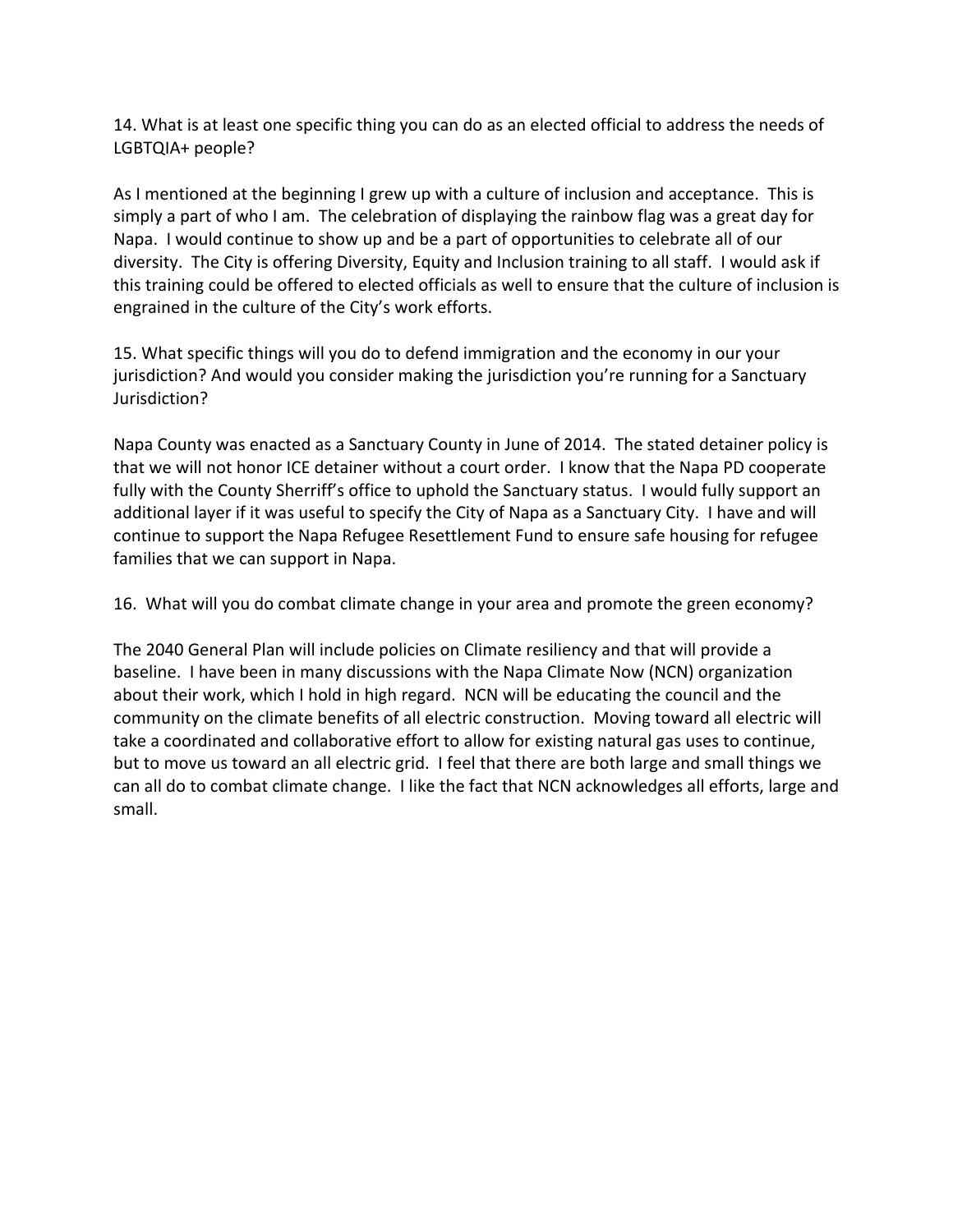14. What is at least one specific thing you can do as an elected official to address the needs of LGBTQIA+ people?

As I mentioned at the beginning I grew up with a culture of inclusion and acceptance. This is simply a part of who I am. The celebration of displaying the rainbow flag was a great day for Napa. I would continue to show up and be a part of opportunities to celebrate all of our diversity. The City is offering Diversity, Equity and Inclusion training to all staff. I would ask if this training could be offered to elected officials as well to ensure that the culture of inclusion is engrained in the culture of the City's work efforts.

15. What specific things will you do to defend immigration and the economy in our your jurisdiction? And would you consider making the jurisdiction you're running for a Sanctuary Jurisdiction?

Napa County was enacted as a Sanctuary County in June of 2014. The stated detainer policy is that we will not honor ICE detainer without a court order. I know that the Napa PD cooperate fully with the County Sherriff's office to uphold the Sanctuary status. I would fully support an additional layer if it was useful to specify the City of Napa as a Sanctuary City. I have and will continue to support the Napa Refugee Resettlement Fund to ensure safe housing for refugee families that we can support in Napa.

16. What will you do combat climate change in your area and promote the green economy?

The 2040 General Plan will include policies on Climate resiliency and that will provide a baseline. I have been in many discussions with the Napa Climate Now (NCN) organization about their work, which I hold in high regard. NCN will be educating the council and the community on the climate benefits of all electric construction. Moving toward all electric will take a coordinated and collaborative effort to allow for existing natural gas uses to continue, but to move us toward an all electric grid. I feel that there are both large and small things we can all do to combat climate change. I like the fact that NCN acknowledges all efforts, large and small.